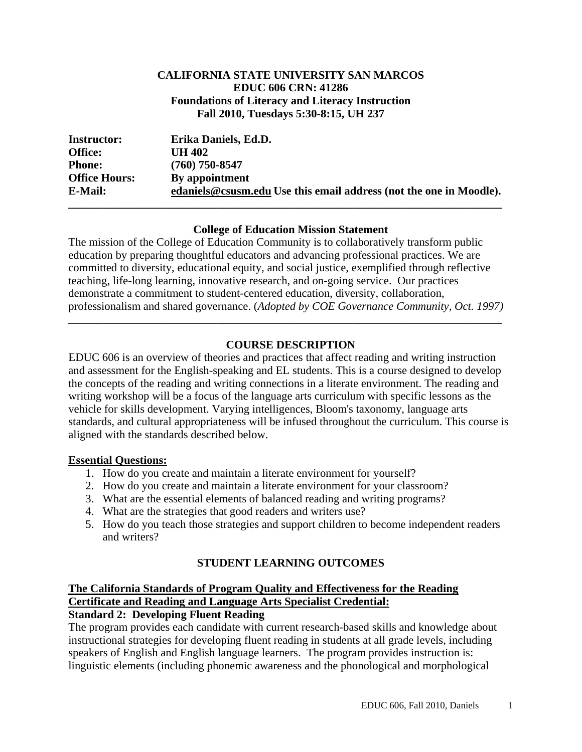**CALIFORNIA STATE UNIVERSITY SAN MARCOS**
**EDUC 606 CRN: 41286**
**Foundations of Literacy and Literacy Instruction**
**Fall 2010, Tuesdays 5:30-8:15, UH 237**

| | |
|---|---|
| **Instructor:** | **Erika Daniels, Ed.D.** |
| **Office:** | **UH 402** |
| **Phone:** | **(760) 750-8547** |
| **Office Hours:** | **By appointment** |
| **E-Mail:** | **edaniels@csusm.edu Use this email address (not the one in Moodle).** |

---

## College of Education Mission Statement

The mission of the College of Education Community is to collaboratively transform public education by preparing thoughtful educators and advancing professional practices. We are committed to diversity, educational equity, and social justice, exemplified through reflective teaching, life-long learning, innovative research, and on-going service. Our practices demonstrate a commitment to student-centered education, diversity, collaboration, professionalism and shared governance. (*Adopted by COE Governance Community, Oct. 1997)*

---

## COURSE DESCRIPTION

EDUC 606 is an overview of theories and practices that affect reading and writing instruction and assessment for the English-speaking and EL students. This is a course designed to develop the concepts of the reading and writing connections in a literate environment. The reading and writing workshop will be a focus of the language arts curriculum with specific lessons as the vehicle for skills development. Varying intelligences, Bloom's taxonomy, language arts standards, and cultural appropriateness will be infused throughout the curriculum. This course is aligned with the standards described below.

**Essential Questions:**

1. How do you create and maintain a literate environment for yourself?
2. How do you create and maintain a literate environment for your classroom?
3. What are the essential elements of balanced reading and writing programs?
4. What are the strategies that good readers and writers use?
5. How do you teach those strategies and support children to become independent readers and writers?

## STUDENT LEARNING OUTCOMES

**The California Standards of Program Quality and Effectiveness for the Reading Certificate and Reading and Language Arts Specialist Credential:**

**Standard 2: Developing Fluent Reading**

The program provides each candidate with current research-based skills and knowledge about instructional strategies for developing fluent reading in students at all grade levels, including speakers of English and English language learners. The program provides instruction is: linguistic elements (including phonemic awareness and the phonological and morphological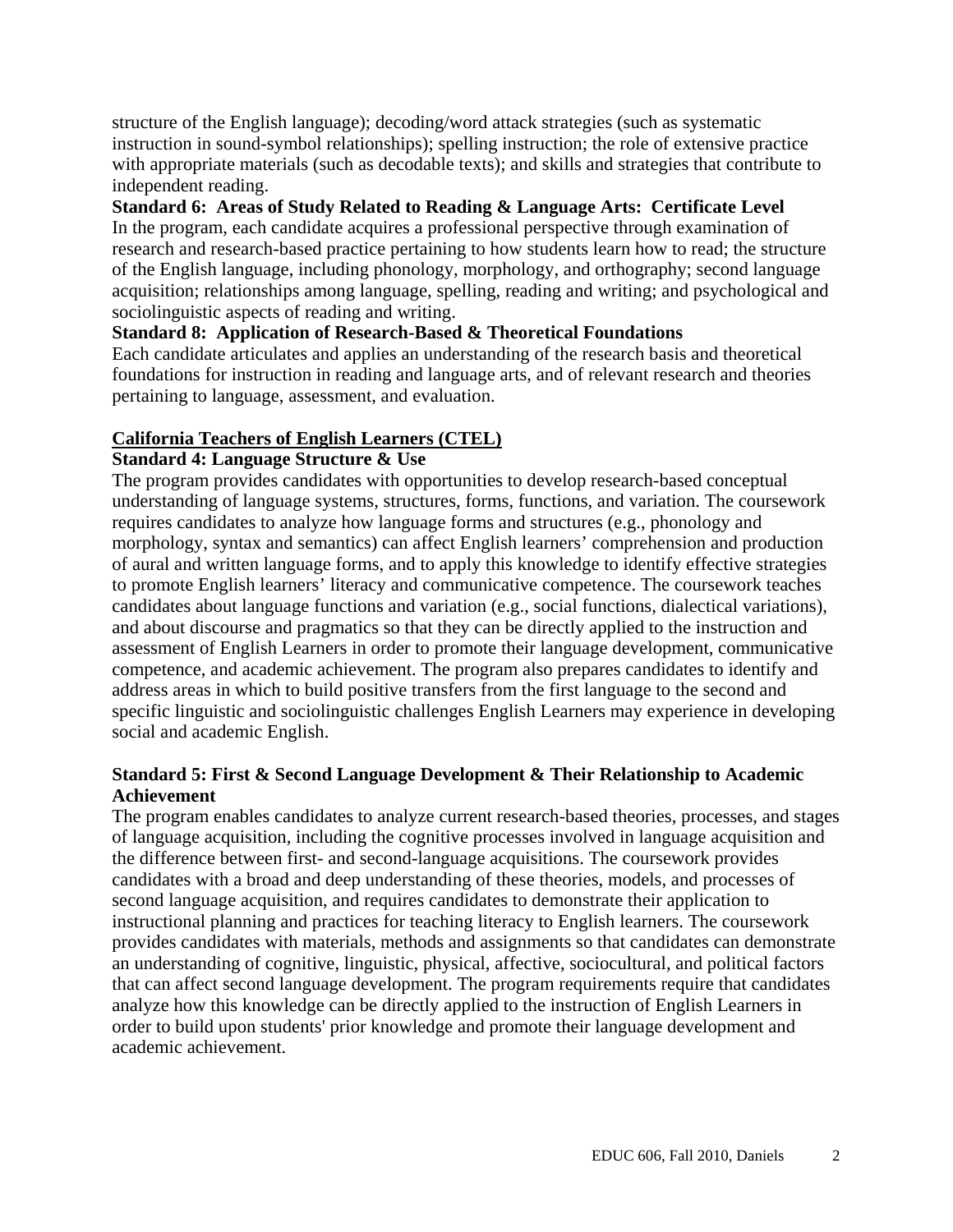structure of the English language); decoding/word attack strategies (such as systematic instruction in sound-symbol relationships); spelling instruction; the role of extensive practice with appropriate materials (such as decodable texts); and skills and strategies that contribute to independent reading.

**Standard 6: Areas of Study Related to Reading & Language Arts: Certificate Level**

In the program, each candidate acquires a professional perspective through examination of research and research-based practice pertaining to how students learn how to read; the structure of the English language, including phonology, morphology, and orthography; second language acquisition; relationships among language, spelling, reading and writing; and psychological and sociolinguistic aspects of reading and writing.

**Standard 8: Application of Research-Based & Theoretical Foundations**

Each candidate articulates and applies an understanding of the research basis and theoretical foundations for instruction in reading and language arts, and of relevant research and theories pertaining to language, assessment, and evaluation.

**California Teachers of English Learners (CTEL)**

**Standard 4: Language Structure & Use**

The program provides candidates with opportunities to develop research-based conceptual understanding of language systems, structures, forms, functions, and variation. The coursework requires candidates to analyze how language forms and structures (e.g., phonology and morphology, syntax and semantics) can affect English learners' comprehension and production of aural and written language forms, and to apply this knowledge to identify effective strategies to promote English learners' literacy and communicative competence. The coursework teaches candidates about language functions and variation (e.g., social functions, dialectical variations), and about discourse and pragmatics so that they can be directly applied to the instruction and assessment of English Learners in order to promote their language development, communicative competence, and academic achievement. The program also prepares candidates to identify and address areas in which to build positive transfers from the first language to the second and specific linguistic and sociolinguistic challenges English Learners may experience in developing social and academic English.

**Standard 5: First & Second Language Development & Their Relationship to Academic Achievement**

The program enables candidates to analyze current research-based theories, processes, and stages of language acquisition, including the cognitive processes involved in language acquisition and the difference between first- and second-language acquisitions. The coursework provides candidates with a broad and deep understanding of these theories, models, and processes of second language acquisition, and requires candidates to demonstrate their application to instructional planning and practices for teaching literacy to English learners. The coursework provides candidates with materials, methods and assignments so that candidates can demonstrate an understanding of cognitive, linguistic, physical, affective, sociocultural, and political factors that can affect second language development. The program requirements require that candidates analyze how this knowledge can be directly applied to the instruction of English Learners in order to build upon students' prior knowledge and promote their language development and academic achievement.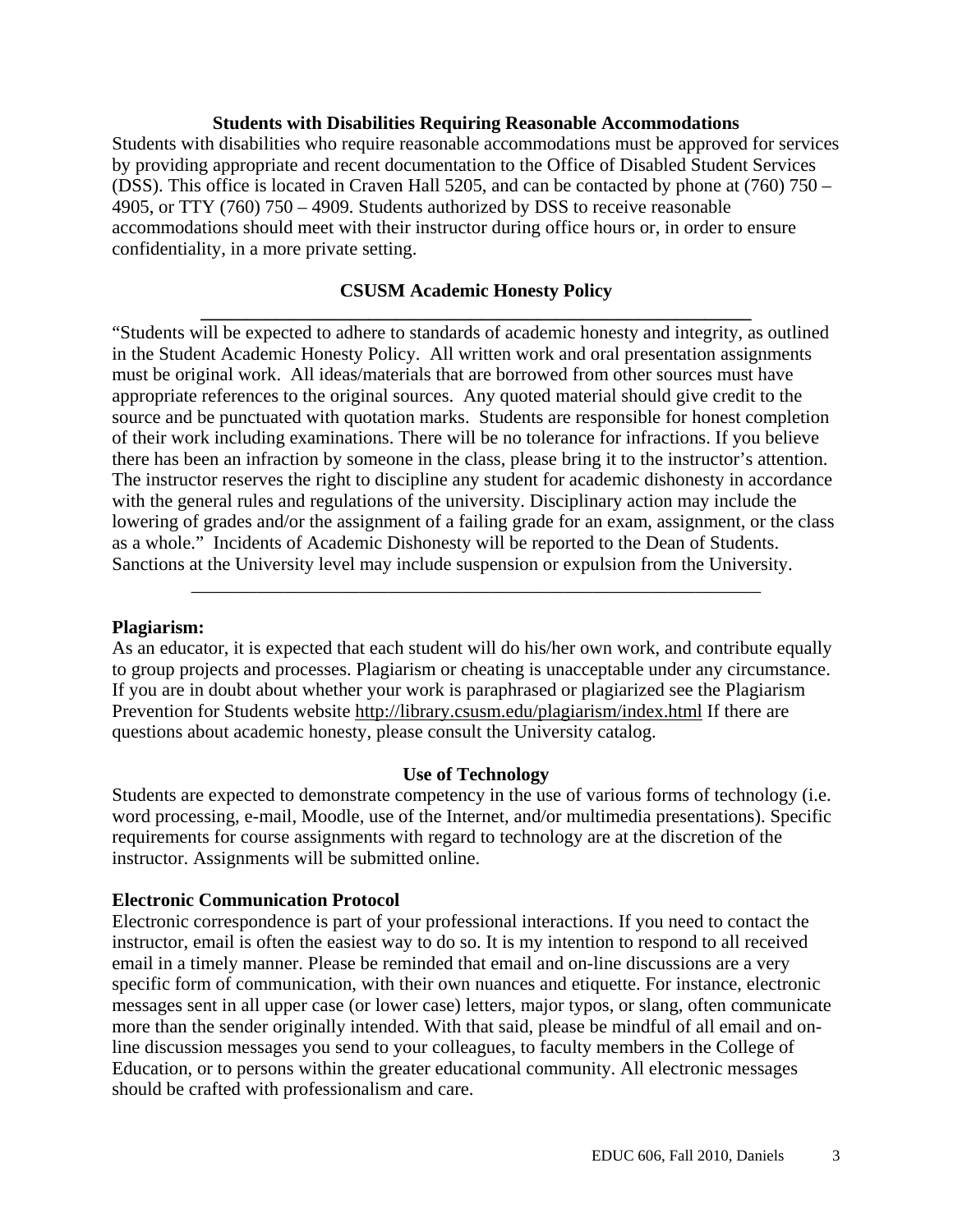## Students with Disabilities Requiring Reasonable Accommodations

Students with disabilities who require reasonable accommodations must be approved for services by providing appropriate and recent documentation to the Office of Disabled Student Services (DSS). This office is located in Craven Hall 5205, and can be contacted by phone at (760) 750 – 4905, or TTY (760) 750 – 4909. Students authorized by DSS to receive reasonable accommodations should meet with their instructor during office hours or, in order to ensure confidentiality, in a more private setting.

## CSUSM Academic Honesty Policy

---

"Students will be expected to adhere to standards of academic honesty and integrity, as outlined in the Student Academic Honesty Policy. All written work and oral presentation assignments must be original work. All ideas/materials that are borrowed from other sources must have appropriate references to the original sources. Any quoted material should give credit to the source and be punctuated with quotation marks. Students are responsible for honest completion of their work including examinations. There will be no tolerance for infractions. If you believe there has been an infraction by someone in the class, please bring it to the instructor's attention. The instructor reserves the right to discipline any student for academic dishonesty in accordance with the general rules and regulations of the university. Disciplinary action may include the lowering of grades and/or the assignment of a failing grade for an exam, assignment, or the class as a whole." Incidents of Academic Dishonesty will be reported to the Dean of Students. Sanctions at the University level may include suspension or expulsion from the University.

---

**Plagiarism:**

As an educator, it is expected that each student will do his/her own work, and contribute equally to group projects and processes. Plagiarism or cheating is unacceptable under any circumstance. If you are in doubt about whether your work is paraphrased or plagiarized see the Plagiarism Prevention for Students website http://library.csusm.edu/plagiarism/index.html If there are questions about academic honesty, please consult the University catalog.

## Use of Technology

Students are expected to demonstrate competency in the use of various forms of technology (i.e. word processing, e-mail, Moodle, use of the Internet, and/or multimedia presentations). Specific requirements for course assignments with regard to technology are at the discretion of the instructor. Assignments will be submitted online.

**Electronic Communication Protocol**

Electronic correspondence is part of your professional interactions. If you need to contact the instructor, email is often the easiest way to do so. It is my intention to respond to all received email in a timely manner. Please be reminded that email and on-line discussions are a very specific form of communication, with their own nuances and etiquette. For instance, electronic messages sent in all upper case (or lower case) letters, major typos, or slang, often communicate more than the sender originally intended. With that said, please be mindful of all email and on-line discussion messages you send to your colleagues, to faculty members in the College of Education, or to persons within the greater educational community. All electronic messages should be crafted with professionalism and care.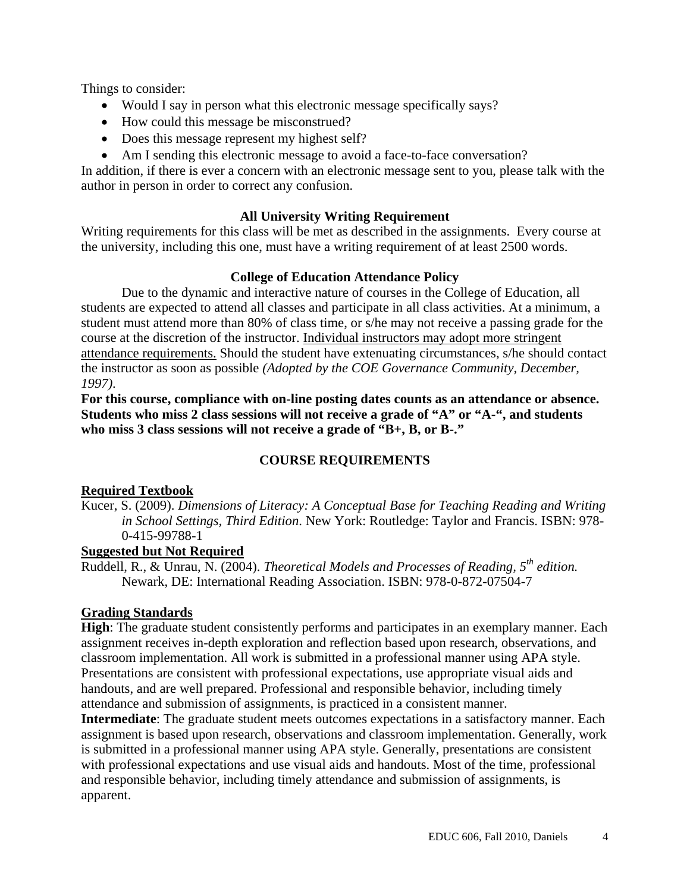Things to consider:

- Would I say in person what this electronic message specifically says?
- How could this message be misconstrued?
- Does this message represent my highest self?
- Am I sending this electronic message to avoid a face-to-face conversation?

In addition, if there is ever a concern with an electronic message sent to you, please talk with the author in person in order to correct any confusion.

### All University Writing Requirement

Writing requirements for this class will be met as described in the assignments. Every course at the university, including this one, must have a writing requirement of at least 2500 words.

### College of Education Attendance Policy

Due to the dynamic and interactive nature of courses in the College of Education, all students are expected to attend all classes and participate in all class activities. At a minimum, a student must attend more than 80% of class time, or s/he may not receive a passing grade for the course at the discretion of the instructor. Individual instructors may adopt more stringent attendance requirements. Should the student have extenuating circumstances, s/he should contact the instructor as soon as possible *(Adopted by the COE Governance Community, December, 1997)*.

**For this course, compliance with on-line posting dates counts as an attendance or absence. Students who miss 2 class sessions will not receive a grade of "A" or "A-", and students who miss 3 class sessions will not receive a grade of "B+, B, or B-."**

## COURSE REQUIREMENTS

**Required Textbook**

Kucer, S. (2009). *Dimensions of Literacy: A Conceptual Base for Teaching Reading and Writing in School Settings, Third Edition.* New York: Routledge: Taylor and Francis. ISBN: 978-0-415-99788-1

**Suggested but Not Required**

Ruddell, R., & Unrau, N. (2004). *Theoretical Models and Processes of Reading, 5th edition.* Newark, DE: International Reading Association. ISBN: 978-0-872-07504-7

**Grading Standards**

**High**: The graduate student consistently performs and participates in an exemplary manner. Each assignment receives in-depth exploration and reflection based upon research, observations, and classroom implementation. All work is submitted in a professional manner using APA style. Presentations are consistent with professional expectations, use appropriate visual aids and handouts, and are well prepared. Professional and responsible behavior, including timely attendance and submission of assignments, is practiced in a consistent manner.

**Intermediate**: The graduate student meets outcomes expectations in a satisfactory manner. Each assignment is based upon research, observations and classroom implementation. Generally, work is submitted in a professional manner using APA style. Generally, presentations are consistent with professional expectations and use visual aids and handouts. Most of the time, professional and responsible behavior, including timely attendance and submission of assignments, is apparent.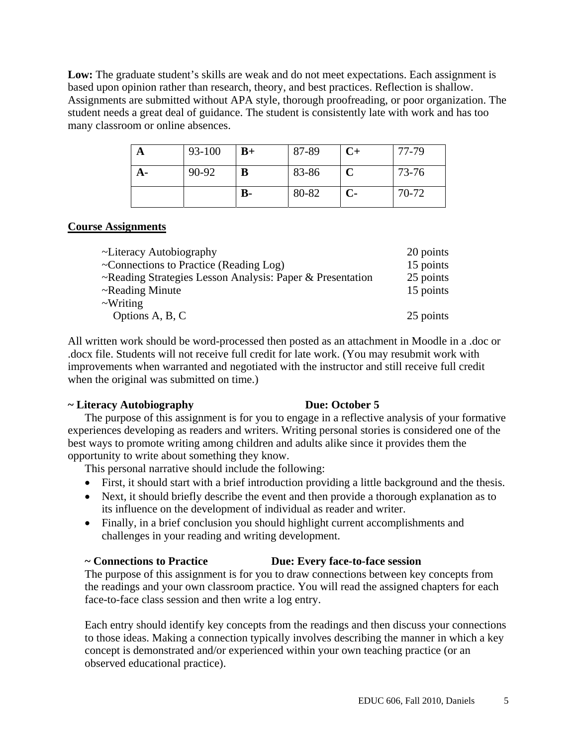**Low:** The graduate student's skills are weak and do not meet expectations. Each assignment is based upon opinion rather than research, theory, and best practices. Reflection is shallow. Assignments are submitted without APA style, thorough proofreading, or poor organization. The student needs a great deal of guidance. The student is consistently late with work and has too many classroom or online absences.

| **A** | 93-100 | **B+** | 87-89 | **C+** | 77-79 |
|---|---|---|---|---|---|
| **A-** | 90-92 | **B** | 83-86 | **C** | 73-76 |
| | | **B-** | 80-82 | **C-** | 70-72 |

## Course Assignments

| | |
|---|---|
| ~Literacy Autobiography | 20 points |
| ~Connections to Practice (Reading Log) | 15 points |
| ~Reading Strategies Lesson Analysis: Paper & Presentation | 25 points |
| ~Reading Minute | 15 points |
| ~Writing<br>Options A, B, C | 25 points |

All written work should be word-processed then posted as an attachment in Moodle in a .doc or .docx file. Students will not receive full credit for late work. (You may resubmit work with improvements when warranted and negotiated with the instructor and still receive full credit when the original was submitted on time.)

**~ Literacy Autobiography Due: October 5**

The purpose of this assignment is for you to engage in a reflective analysis of your formative experiences developing as readers and writers. Writing personal stories is considered one of the best ways to promote writing among children and adults alike since it provides them the opportunity to write about something they know.

This personal narrative should include the following:

- First, it should start with a brief introduction providing a little background and the thesis.
- Next, it should briefly describe the event and then provide a thorough explanation as to its influence on the development of individual as reader and writer.
- Finally, in a brief conclusion you should highlight current accomplishments and challenges in your reading and writing development.

**~ Connections to Practice Due: Every face-to-face session**

The purpose of this assignment is for you to draw connections between key concepts from the readings and your own classroom practice. You will read the assigned chapters for each face-to-face class session and then write a log entry.

Each entry should identify key concepts from the readings and then discuss your connections to those ideas. Making a connection typically involves describing the manner in which a key concept is demonstrated and/or experienced within your own teaching practice (or an observed educational practice).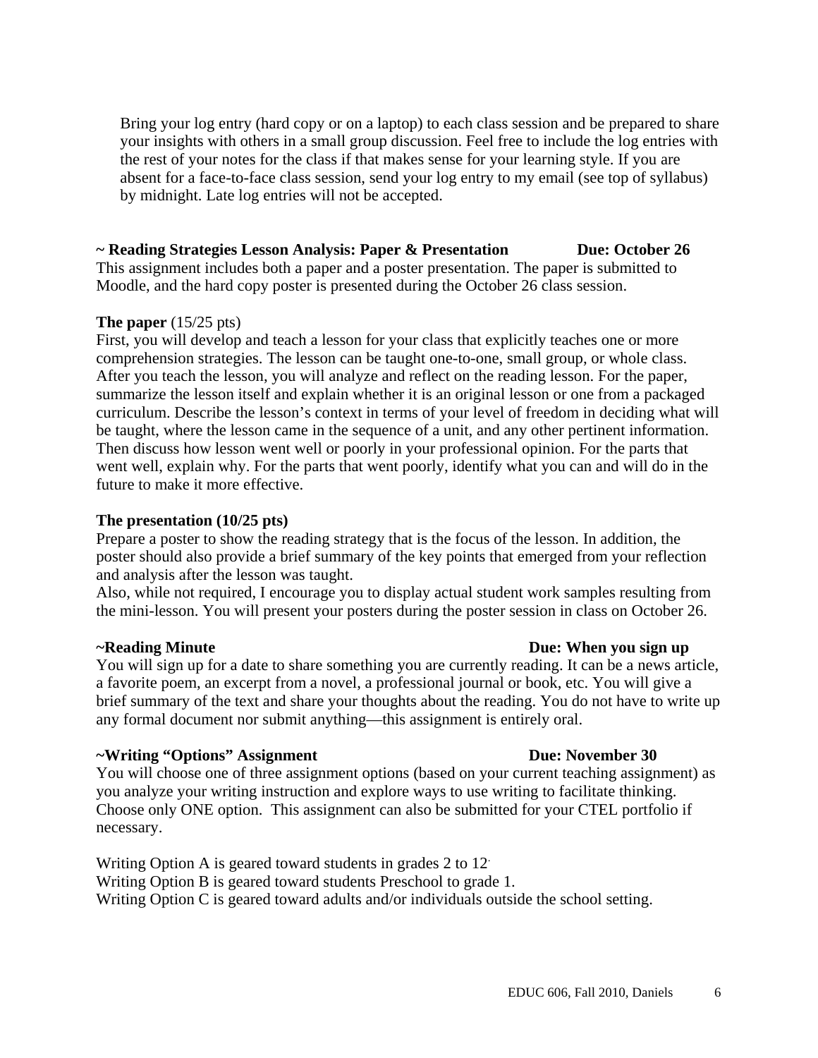Bring your log entry (hard copy or on a laptop) to each class session and be prepared to share your insights with others in a small group discussion. Feel free to include the log entries with the rest of your notes for the class if that makes sense for your learning style. If you are absent for a face-to-face class session, send your log entry to my email (see top of syllabus) by midnight. Late log entries will not be accepted.

**~ Reading Strategies Lesson Analysis: Paper & Presentation Due: October 26**

This assignment includes both a paper and a poster presentation. The paper is submitted to Moodle, and the hard copy poster is presented during the October 26 class session.

**The paper** (15/25 pts)

First, you will develop and teach a lesson for your class that explicitly teaches one or more comprehension strategies. The lesson can be taught one-to-one, small group, or whole class. After you teach the lesson, you will analyze and reflect on the reading lesson. For the paper, summarize the lesson itself and explain whether it is an original lesson or one from a packaged curriculum. Describe the lesson's context in terms of your level of freedom in deciding what will be taught, where the lesson came in the sequence of a unit, and any other pertinent information. Then discuss how lesson went well or poorly in your professional opinion. For the parts that went well, explain why. For the parts that went poorly, identify what you can and will do in the future to make it more effective.

**The presentation (10/25 pts)**

Prepare a poster to show the reading strategy that is the focus of the lesson. In addition, the poster should also provide a brief summary of the key points that emerged from your reflection and analysis after the lesson was taught.

Also, while not required, I encourage you to display actual student work samples resulting from the mini-lesson. You will present your posters during the poster session in class on October 26.

**~Reading Minute Due: When you sign up**

You will sign up for a date to share something you are currently reading. It can be a news article, a favorite poem, an excerpt from a novel, a professional journal or book, etc. You will give a brief summary of the text and share your thoughts about the reading. You do not have to write up any formal document nor submit anything—this assignment is entirely oral.

**~Writing "Options" Assignment Due: November 30**

You will choose one of three assignment options (based on your current teaching assignment) as you analyze your writing instruction and explore ways to use writing to facilitate thinking. Choose only ONE option. This assignment can also be submitted for your CTEL portfolio if necessary.

Writing Option A is geared toward students in grades 2 to 12.

Writing Option B is geared toward students Preschool to grade 1.

Writing Option C is geared toward adults and/or individuals outside the school setting.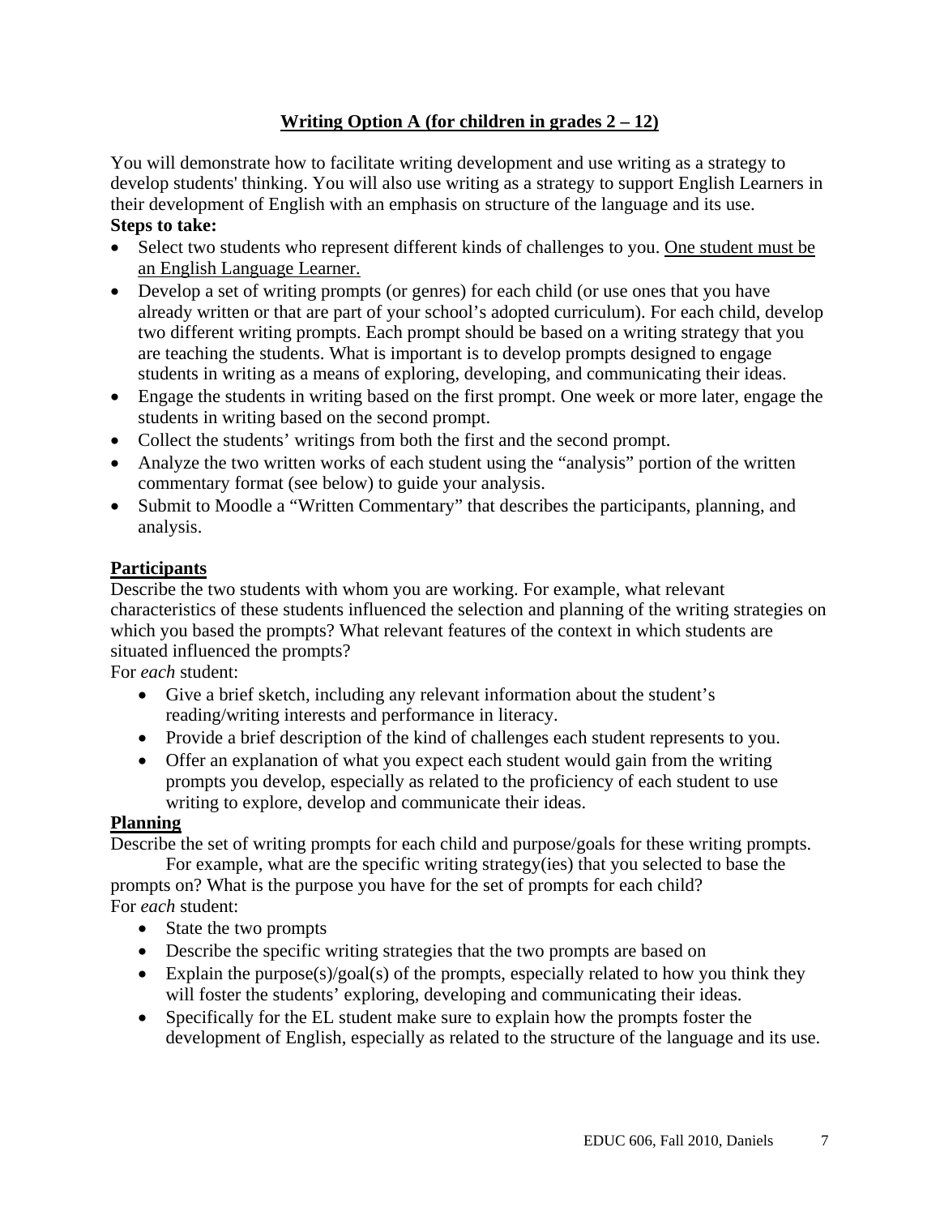## **Writing Option A (for children in grades 2 – 12)**

You will demonstrate how to facilitate writing development and use writing as a strategy to develop students' thinking. You will also use writing as a strategy to support English Learners in their development of English with an emphasis on structure of the language and its use.

**Steps to take:**

- Select two students who represent different kinds of challenges to you. One student must be an English Language Learner.
- Develop a set of writing prompts (or genres) for each child (or use ones that you have already written or that are part of your school's adopted curriculum). For each child, develop two different writing prompts. Each prompt should be based on a writing strategy that you are teaching the students. What is important is to develop prompts designed to engage students in writing as a means of exploring, developing, and communicating their ideas.
- Engage the students in writing based on the first prompt. One week or more later, engage the students in writing based on the second prompt.
- Collect the students' writings from both the first and the second prompt.
- Analyze the two written works of each student using the "analysis" portion of the written commentary format (see below) to guide your analysis.
- Submit to Moodle a "Written Commentary" that describes the participants, planning, and analysis.

### **Participants**

Describe the two students with whom you are working. For example, what relevant characteristics of these students influenced the selection and planning of the writing strategies on which you based the prompts? What relevant features of the context in which students are situated influenced the prompts?

For *each* student:

- Give a brief sketch, including any relevant information about the student's reading/writing interests and performance in literacy.
- Provide a brief description of the kind of challenges each student represents to you.
- Offer an explanation of what you expect each student would gain from the writing prompts you develop, especially as related to the proficiency of each student to use writing to explore, develop and communicate their ideas.

### **Planning**

Describe the set of writing prompts for each child and purpose/goals for these writing prompts.

For example, what are the specific writing strategy(ies) that you selected to base the prompts on? What is the purpose you have for the set of prompts for each child?

For *each* student:

- State the two prompts
- Describe the specific writing strategies that the two prompts are based on
- Explain the purpose(s)/goal(s) of the prompts, especially related to how you think they will foster the students' exploring, developing and communicating their ideas.
- Specifically for the EL student make sure to explain how the prompts foster the development of English, especially as related to the structure of the language and its use.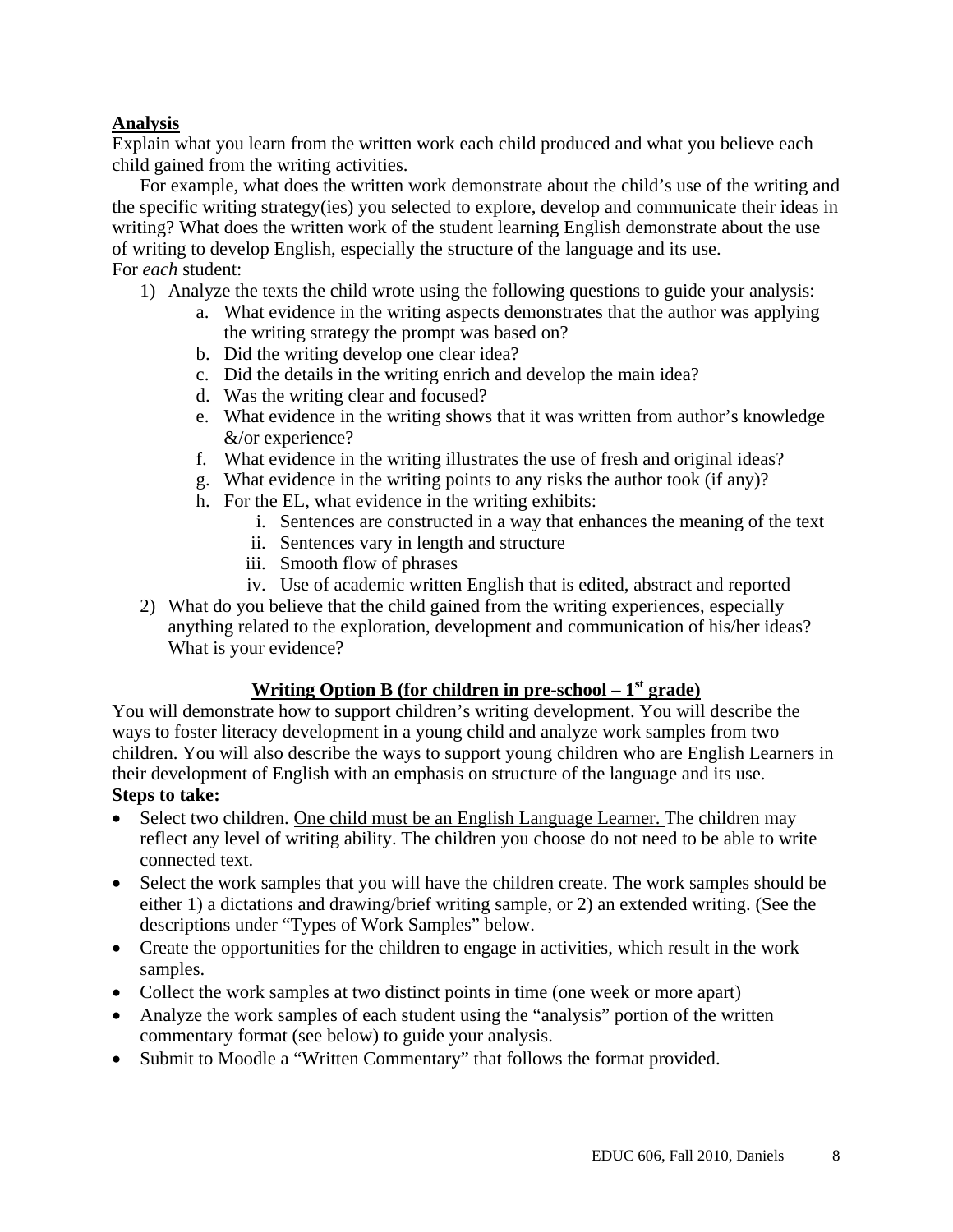**<u>Analysis</u>**

Explain what you learn from the written work each child produced and what you believe each child gained from the writing activities.

For example, what does the written work demonstrate about the child's use of the writing and the specific writing strategy(ies) you selected to explore, develop and communicate their ideas in writing? What does the written work of the student learning English demonstrate about the use of writing to develop English, especially the structure of the language and its use.

For *each* student:

1) Analyze the texts the child wrote using the following questions to guide your analysis:
    a. What evidence in the writing aspects demonstrates that the author was applying the writing strategy the prompt was based on?
    b. Did the writing develop one clear idea?
    c. Did the details in the writing enrich and develop the main idea?
    d. Was the writing clear and focused?
    e. What evidence in the writing shows that it was written from author's knowledge &/or experience?
    f. What evidence in the writing illustrates the use of fresh and original ideas?
    g. What evidence in the writing points to any risks the author took (if any)?
    h. For the EL, what evidence in the writing exhibits:
        i. Sentences are constructed in a way that enhances the meaning of the text
        ii. Sentences vary in length and structure
        iii. Smooth flow of phrases
        iv. Use of academic written English that is edited, abstract and reported
2) What do you believe that the child gained from the writing experiences, especially anything related to the exploration, development and communication of his/her ideas? What is your evidence?

## <u>Writing Option B (for children in pre-school – 1st grade)</u>

You will demonstrate how to support children's writing development. You will describe the ways to foster literacy development in a young child and analyze work samples from two children. You will also describe the ways to support young children who are English Learners in their development of English with an emphasis on structure of the language and its use.

**Steps to take:**

- Select two children. <u>One child must be an English Language Learner.</u> The children may reflect any level of writing ability. The children you choose do not need to be able to write connected text.
- Select the work samples that you will have the children create. The work samples should be either 1) a dictations and drawing/brief writing sample, or 2) an extended writing. (See the descriptions under "Types of Work Samples" below.
- Create the opportunities for the children to engage in activities, which result in the work samples.
- Collect the work samples at two distinct points in time (one week or more apart)
- Analyze the work samples of each student using the "analysis" portion of the written commentary format (see below) to guide your analysis.
- Submit to Moodle a "Written Commentary" that follows the format provided.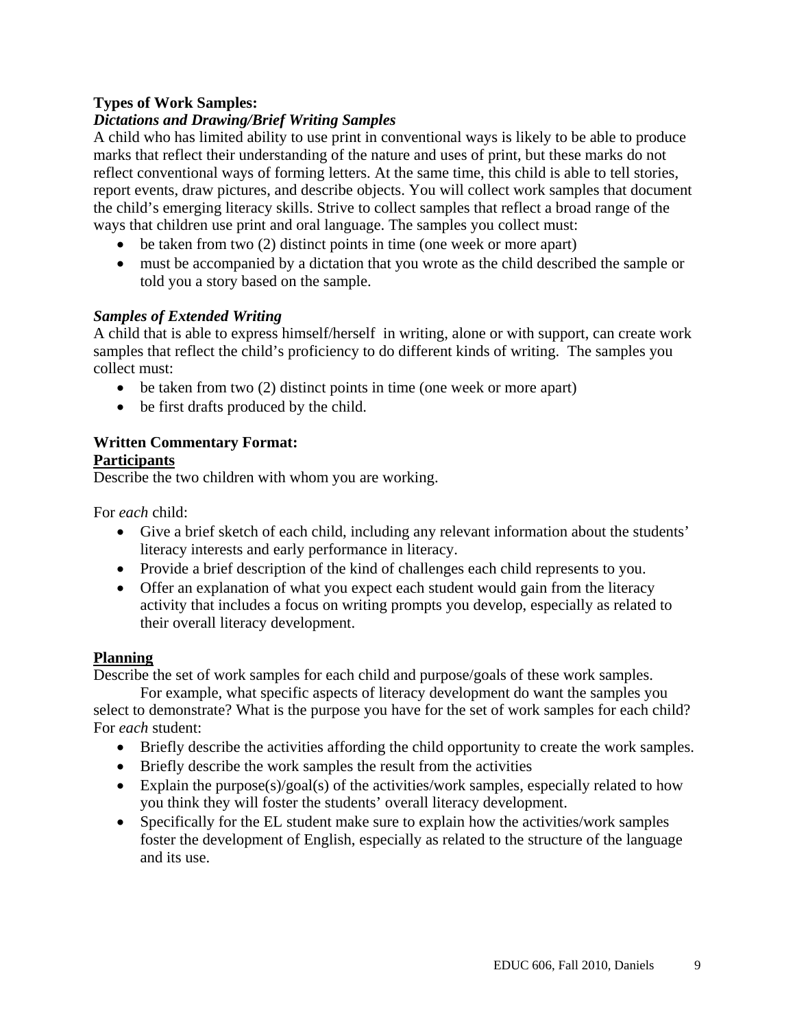**Types of Work Samples:**

***Dictations and Drawing/Brief Writing Samples***

A child who has limited ability to use print in conventional ways is likely to be able to produce marks that reflect their understanding of the nature and uses of print, but these marks do not reflect conventional ways of forming letters. At the same time, this child is able to tell stories, report events, draw pictures, and describe objects. You will collect work samples that document the child's emerging literacy skills. Strive to collect samples that reflect a broad range of the ways that children use print and oral language. The samples you collect must:

- be taken from two (2) distinct points in time (one week or more apart)
- must be accompanied by a dictation that you wrote as the child described the sample or told you a story based on the sample.

***Samples of Extended Writing***

A child that is able to express himself/herself in writing, alone or with support, can create work samples that reflect the child's proficiency to do different kinds of writing. The samples you collect must:

- be taken from two (2) distinct points in time (one week or more apart)
- be first drafts produced by the child.

**Written Commentary Format:**

**<u>Participants</u>**

Describe the two children with whom you are working.

For *each* child:

- Give a brief sketch of each child, including any relevant information about the students' literacy interests and early performance in literacy.
- Provide a brief description of the kind of challenges each child represents to you.
- Offer an explanation of what you expect each student would gain from the literacy activity that includes a focus on writing prompts you develop, especially as related to their overall literacy development.

**<u>Planning</u>**

Describe the set of work samples for each child and purpose/goals of these work samples.

For example, what specific aspects of literacy development do want the samples you select to demonstrate? What is the purpose you have for the set of work samples for each child? For *each* student:

- Briefly describe the activities affording the child opportunity to create the work samples.
- Briefly describe the work samples the result from the activities
- Explain the purpose(s)/goal(s) of the activities/work samples, especially related to how you think they will foster the students' overall literacy development.
- Specifically for the EL student make sure to explain how the activities/work samples foster the development of English, especially as related to the structure of the language and its use.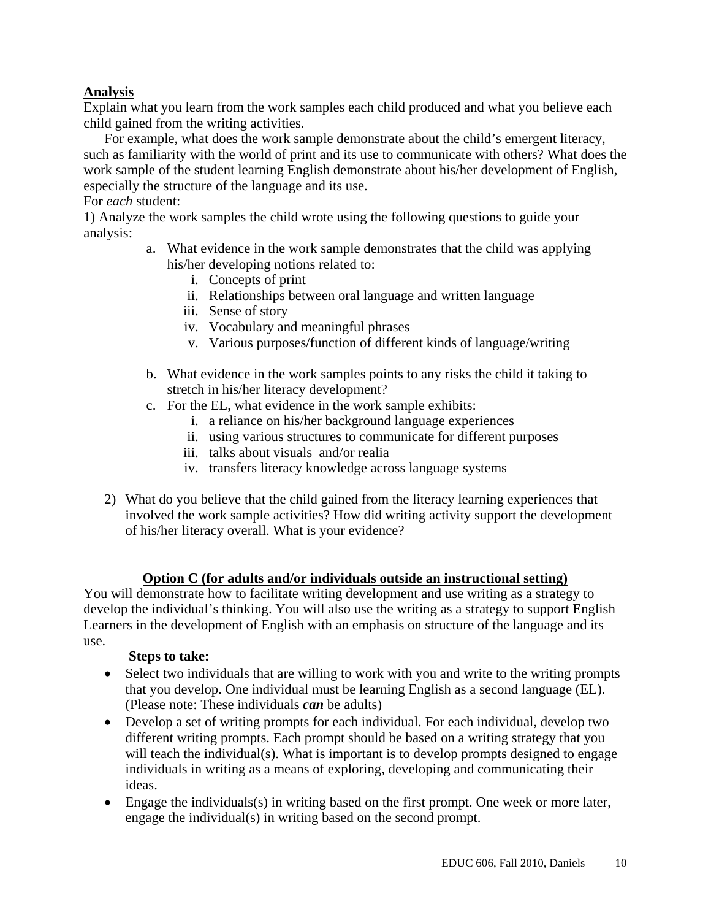## Analysis

Explain what you learn from the work samples each child produced and what you believe each child gained from the writing activities.

For example, what does the work sample demonstrate about the child's emergent literacy, such as familiarity with the world of print and its use to communicate with others? What does the work sample of the student learning English demonstrate about his/her development of English, especially the structure of the language and its use.

For *each* student:

1) Analyze the work samples the child wrote using the following questions to guide your analysis:

   a. What evidence in the work sample demonstrates that the child was applying his/her developing notions related to:
      i. Concepts of print
      ii. Relationships between oral language and written language
      iii. Sense of story
      iv. Vocabulary and meaningful phrases
      v. Various purposes/function of different kinds of language/writing

   b. What evidence in the work samples points to any risks the child it taking to stretch in his/her literacy development?

   c. For the EL, what evidence in the work sample exhibits:
      i. a reliance on his/her background language experiences
      ii. using various structures to communicate for different purposes
      iii. talks about visuals and/or realia
      iv. transfers literacy knowledge across language systems

2) What do you believe that the child gained from the literacy learning experiences that involved the work sample activities? How did writing activity support the development of his/her literacy overall. What is your evidence?

## Option C (for adults and/or individuals outside an instructional setting)

You will demonstrate how to facilitate writing development and use writing as a strategy to develop the individual's thinking. You will also use the writing as a strategy to support English Learners in the development of English with an emphasis on structure of the language and its use.

**Steps to take:**

- Select two individuals that are willing to work with you and write to the writing prompts that you develop. One individual must be learning English as a second language (EL). (Please note: These individuals ***can*** be adults)
- Develop a set of writing prompts for each individual. For each individual, develop two different writing prompts. Each prompt should be based on a writing strategy that you will teach the individual(s). What is important is to develop prompts designed to engage individuals in writing as a means of exploring, developing and communicating their ideas.
- Engage the individuals(s) in writing based on the first prompt. One week or more later, engage the individual(s) in writing based on the second prompt.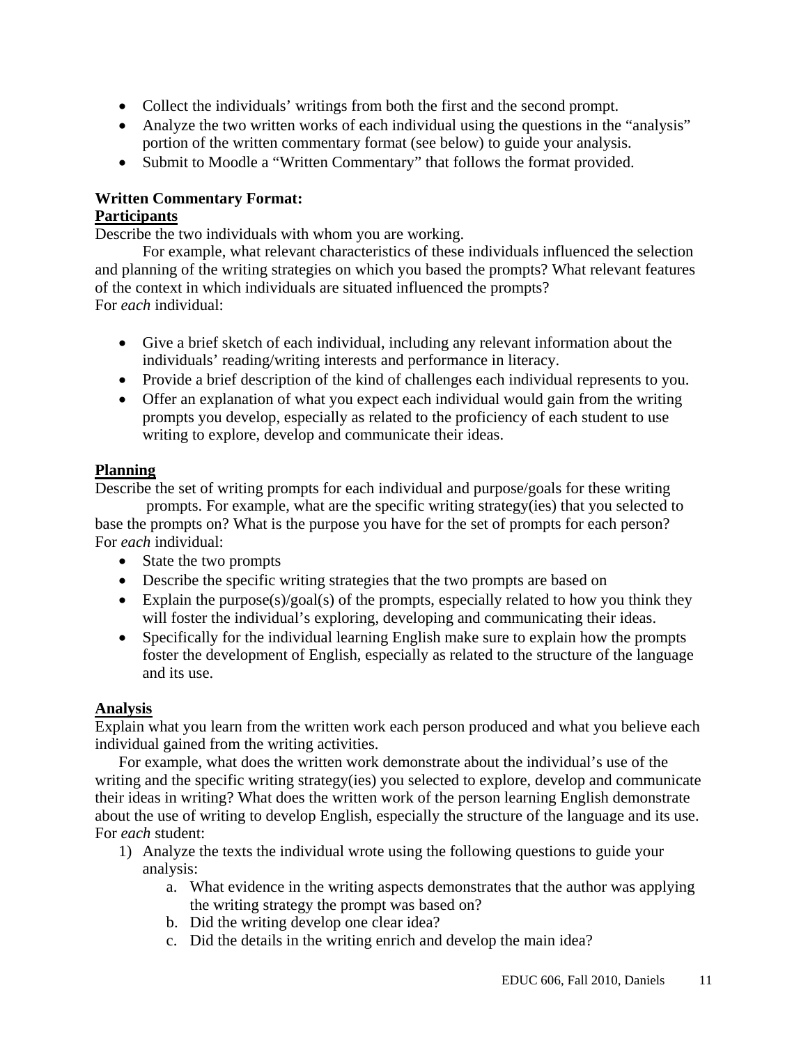- Collect the individuals' writings from both the first and the second prompt.
- Analyze the two written works of each individual using the questions in the "analysis" portion of the written commentary format (see below) to guide your analysis.
- Submit to Moodle a "Written Commentary" that follows the format provided.

**Written Commentary Format:**

**<u>Participants</u>**

Describe the two individuals with whom you are working.

For example, what relevant characteristics of these individuals influenced the selection and planning of the writing strategies on which you based the prompts? What relevant features of the context in which individuals are situated influenced the prompts?

For *each* individual:

- Give a brief sketch of each individual, including any relevant information about the individuals' reading/writing interests and performance in literacy.
- Provide a brief description of the kind of challenges each individual represents to you.
- Offer an explanation of what you expect each individual would gain from the writing prompts you develop, especially as related to the proficiency of each student to use writing to explore, develop and communicate their ideas.

**<u>Planning</u>**

Describe the set of writing prompts for each individual and purpose/goals for these writing prompts. For example, what are the specific writing strategy(ies) that you selected to base the prompts on? What is the purpose you have for the set of prompts for each person?

For *each* individual:

- State the two prompts
- Describe the specific writing strategies that the two prompts are based on
- Explain the purpose(s)/goal(s) of the prompts, especially related to how you think they will foster the individual's exploring, developing and communicating their ideas.
- Specifically for the individual learning English make sure to explain how the prompts foster the development of English, especially as related to the structure of the language and its use.

**<u>Analysis</u>**

Explain what you learn from the written work each person produced and what you believe each individual gained from the writing activities.

For example, what does the written work demonstrate about the individual's use of the writing and the specific writing strategy(ies) you selected to explore, develop and communicate their ideas in writing? What does the written work of the person learning English demonstrate about the use of writing to develop English, especially the structure of the language and its use.

For *each* student:

1) Analyze the texts the individual wrote using the following questions to guide your analysis:
   a. What evidence in the writing aspects demonstrates that the author was applying the writing strategy the prompt was based on?
   b. Did the writing develop one clear idea?
   c. Did the details in the writing enrich and develop the main idea?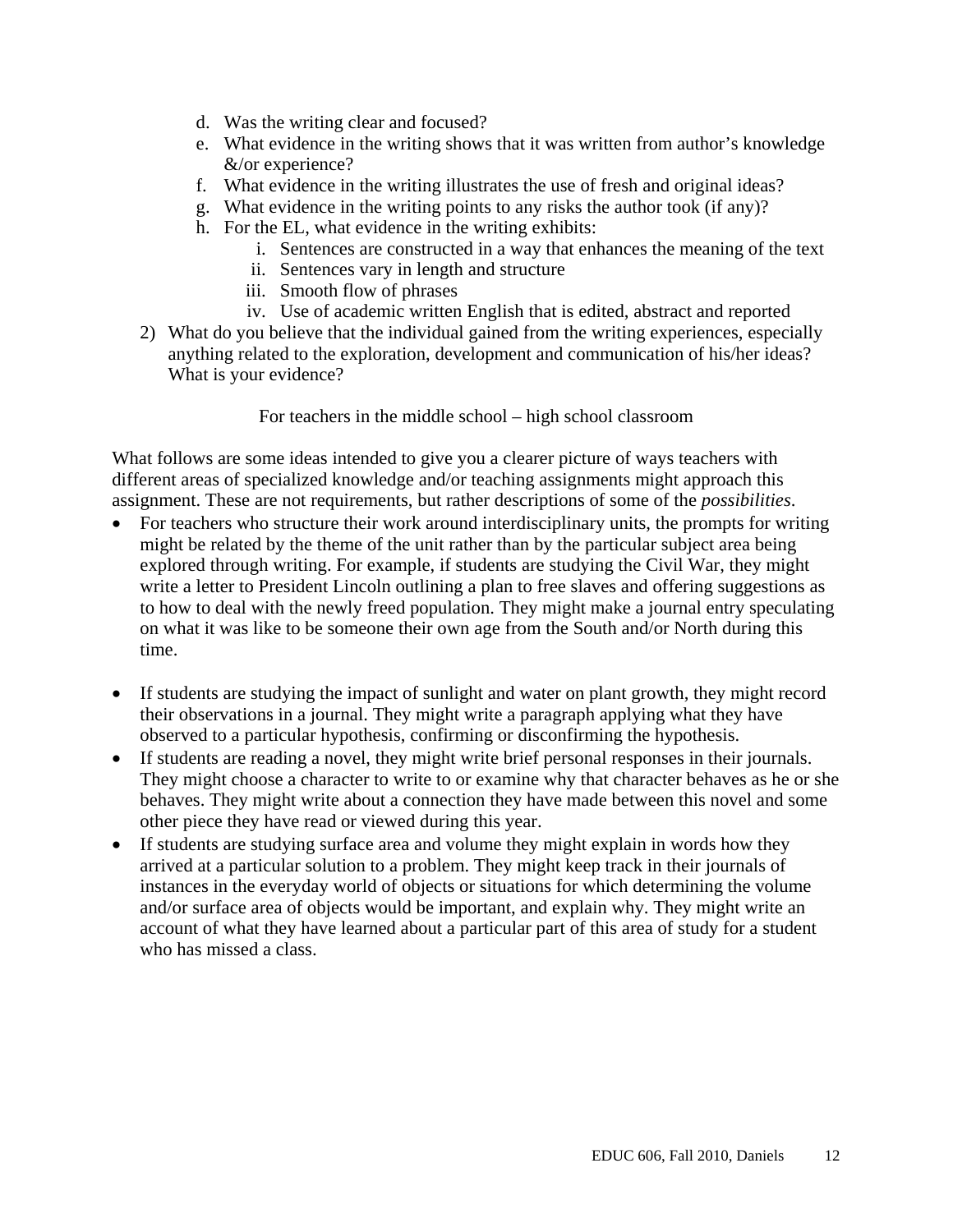d. Was the writing clear and focused?
e. What evidence in the writing shows that it was written from author's knowledge &/or experience?
f. What evidence in the writing illustrates the use of fresh and original ideas?
g. What evidence in the writing points to any risks the author took (if any)?
h. For the EL, what evidence in the writing exhibits:
    i. Sentences are constructed in a way that enhances the meaning of the text
    ii. Sentences vary in length and structure
    iii. Smooth flow of phrases
    iv. Use of academic written English that is edited, abstract and reported

2) What do you believe that the individual gained from the writing experiences, especially anything related to the exploration, development and communication of his/her ideas? What is your evidence?

For teachers in the middle school – high school classroom

What follows are some ideas intended to give you a clearer picture of ways teachers with different areas of specialized knowledge and/or teaching assignments might approach this assignment. These are not requirements, but rather descriptions of some of the *possibilities*.

- For teachers who structure their work around interdisciplinary units, the prompts for writing might be related by the theme of the unit rather than by the particular subject area being explored through writing. For example, if students are studying the Civil War, they might write a letter to President Lincoln outlining a plan to free slaves and offering suggestions as to how to deal with the newly freed population. They might make a journal entry speculating on what it was like to be someone their own age from the South and/or North during this time.

- If students are studying the impact of sunlight and water on plant growth, they might record their observations in a journal. They might write a paragraph applying what they have observed to a particular hypothesis, confirming or disconfirming the hypothesis.
- If students are reading a novel, they might write brief personal responses in their journals. They might choose a character to write to or examine why that character behaves as he or she behaves. They might write about a connection they have made between this novel and some other piece they have read or viewed during this year.
- If students are studying surface area and volume they might explain in words how they arrived at a particular solution to a problem. They might keep track in their journals of instances in the everyday world of objects or situations for which determining the volume and/or surface area of objects would be important, and explain why. They might write an account of what they have learned about a particular part of this area of study for a student who has missed a class.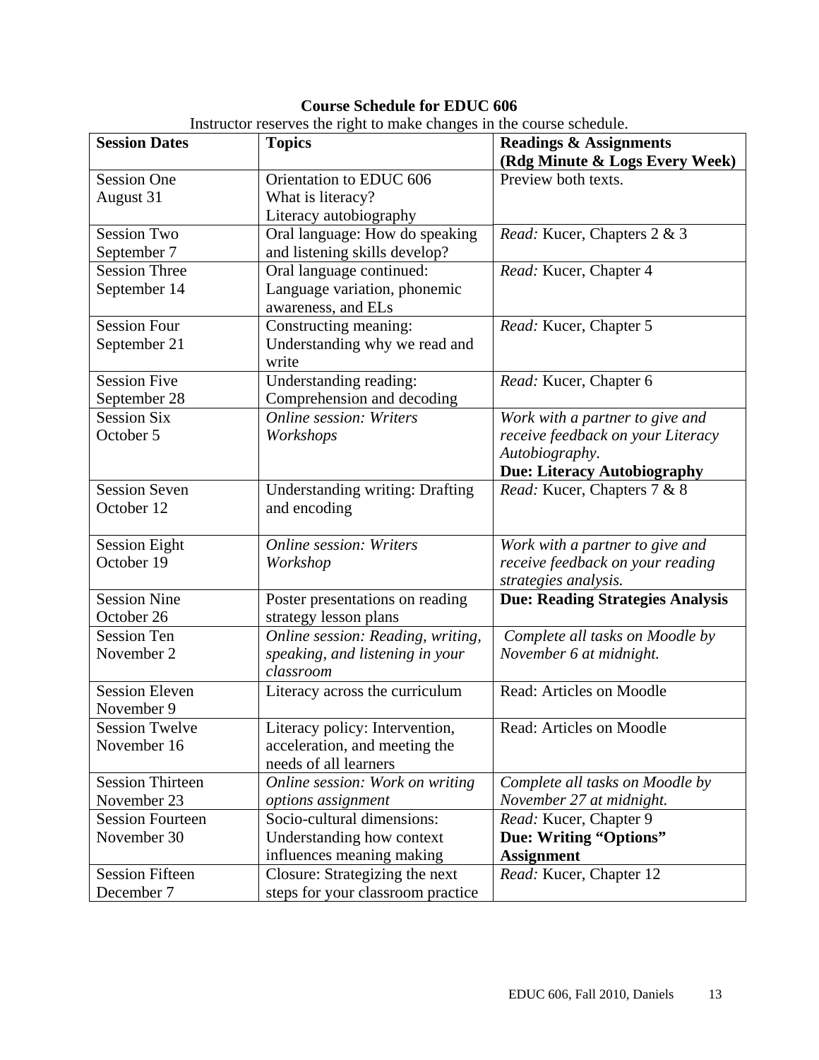**Course Schedule for EDUC 606**

Instructor reserves the right to make changes in the course schedule.

| **Session Dates** | **Topics** | **Readings & Assignments (Rdg Minute & Logs Every Week)** |
|---|---|---|
| Session One August 31 | Orientation to EDUC 606 What is literacy? Literacy autobiography | Preview both texts. |
| Session Two September 7 | Oral language: How do speaking and listening skills develop? | *Read:* Kucer, Chapters 2 & 3 |
| Session Three September 14 | Oral language continued: Language variation, phonemic awareness, and ELs | *Read:* Kucer, Chapter 4 |
| Session Four September 21 | Constructing meaning: Understanding why we read and write | *Read:* Kucer, Chapter 5 |
| Session Five September 28 | Understanding reading: Comprehension and decoding | *Read:* Kucer, Chapter 6 |
| Session Six October 5 | *Online session: Writers Workshops* | *Work with a partner to give and receive feedback on your Literacy Autobiography.* **Due: Literacy Autobiography** |
| Session Seven October 12 | Understanding writing: Drafting and encoding | *Read:* Kucer, Chapters 7 & 8 |
| Session Eight October 19 | *Online session: Writers Workshop* | *Work with a partner to give and receive feedback on your reading strategies analysis.* |
| Session Nine October 26 | Poster presentations on reading strategy lesson plans | **Due: Reading Strategies Analysis** |
| Session Ten November 2 | *Online session: Reading, writing, speaking, and listening in your classroom* | *Complete all tasks on Moodle by November 6 at midnight.* |
| Session Eleven November 9 | Literacy across the curriculum | Read: Articles on Moodle |
| Session Twelve November 16 | Literacy policy: Intervention, acceleration, and meeting the needs of all learners | Read: Articles on Moodle |
| Session Thirteen November 23 | *Online session: Work on writing options assignment* | *Complete all tasks on Moodle by November 27 at midnight.* |
| Session Fourteen November 30 | Socio-cultural dimensions: Understanding how context influences meaning making | *Read:* Kucer, Chapter 9 **Due: Writing "Options" Assignment** |
| Session Fifteen December 7 | Closure: Strategizing the next steps for your classroom practice | *Read:* Kucer, Chapter 12 |